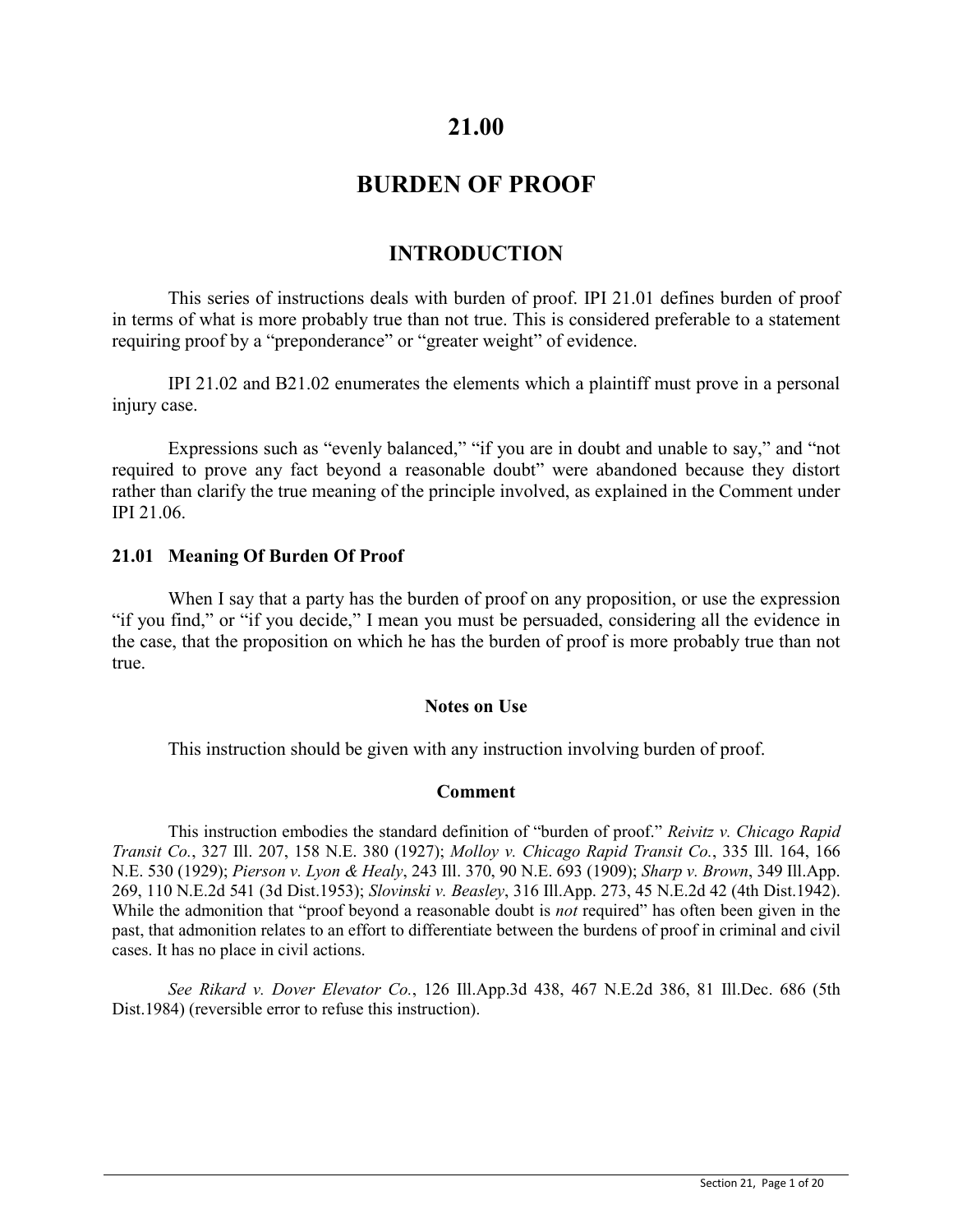# 21.00

# BURDEN OF PROOF

## INTRODUCTION

This series of instructions deals with burden of proof. IPI 21.01 defines burden of proof in terms of what is more probably true than not true. This is considered preferable to a statement requiring proof by a "preponderance" or "greater weight" of evidence.

IPI 21.02 and B21.02 enumerates the elements which a plaintiff must prove in a personal injury case.

Expressions such as "evenly balanced," "if you are in doubt and unable to say," and "not required to prove any fact beyond a reasonable doubt" were abandoned because they distort rather than clarify the true meaning of the principle involved, as explained in the Comment under IPI 21.06.

### 21.01 Meaning Of Burden Of Proof

When I say that a party has the burden of proof on any proposition, or use the expression "if you find," or "if you decide," I mean you must be persuaded, considering all the evidence in the case, that the proposition on which he has the burden of proof is more probably true than not true.

**Notes on Use**

This instruction should be given with any instruction involving burden of proof.

**Comment**

This instruction embodies the standard definition of "burden of proof." *Reivitz v. Chicago Rapid Transit Co.*, 327 Ill. 207, 158 N.E. 380 (1927); *Molloy v. Chicago Rapid Transit Co.*, 335 Ill. 164, 166 N.E. 530 (1929); *Pierson v. Lyon & Healy*, 243 Ill. 370, 90 N.E. 693 (1909); *Sharp v. Brown*, 349 Ill.App. 269, 110 N.E.2d 541 (3d Dist.1953); *Slovinski v. Beasley*, 316 Ill.App. 273, 45 N.E.2d 42 (4th Dist.1942). While the admonition that "proof beyond a reasonable doubt is *not* required" has often been given in the past, that admonition relates to an effort to differentiate between the burdens of proof in criminal and civil cases. It has no place in civil actions.

*See Rikard v. Dover Elevator Co.*, 126 Ill.App.3d 438, 467 N.E.2d 386, 81 Ill.Dec. 686 (5th Dist.1984) (reversible error to refuse this instruction).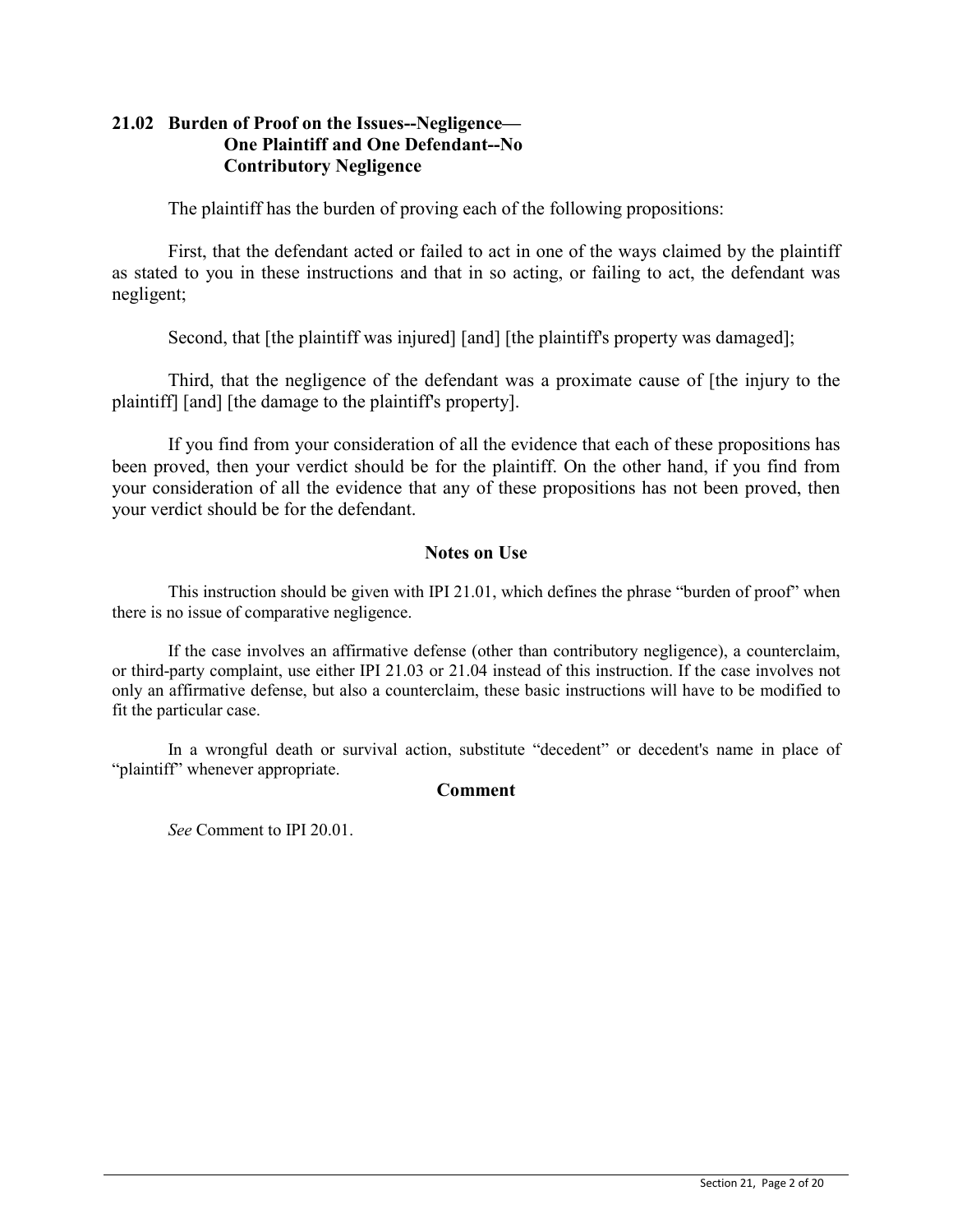## 21.02 Burden of Proof on the Issues--Negligence— One Plaintiff and One Defendant--No Contributory Negligence

The plaintiff has the burden of proving each of the following propositions:

First, that the defendant acted or failed to act in one of the ways claimed by the plaintiff as stated to you in these instructions and that in so acting, or failing to act, the defendant was negligent;

Second, that [the plaintiff was injured] [and] [the plaintiff's property was damaged];

Third, that the negligence of the defendant was a proximate cause of [the injury to the plaintiff] [and] [the damage to the plaintiff's property].

If you find from your consideration of all the evidence that each of these propositions has been proved, then your verdict should be for the plaintiff. On the other hand, if you find from your consideration of all the evidence that any of these propositions has not been proved, then your verdict should be for the defendant.

### Notes on Use

This instruction should be given with IPI 21.01, which defines the phrase "burden of proof" when there is no issue of comparative negligence.

If the case involves an affirmative defense (other than contributory negligence), a counterclaim, or third-party complaint, use either IPI 21.03 or 21.04 instead of this instruction. If the case involves not only an affirmative defense, but also a counterclaim, these basic instructions will have to be modified to fit the particular case.

In a wrongful death or survival action, substitute "decedent" or decedent's name in place of "plaintiff" whenever appropriate.

### Comment

*See* Comment to IPI 20.01.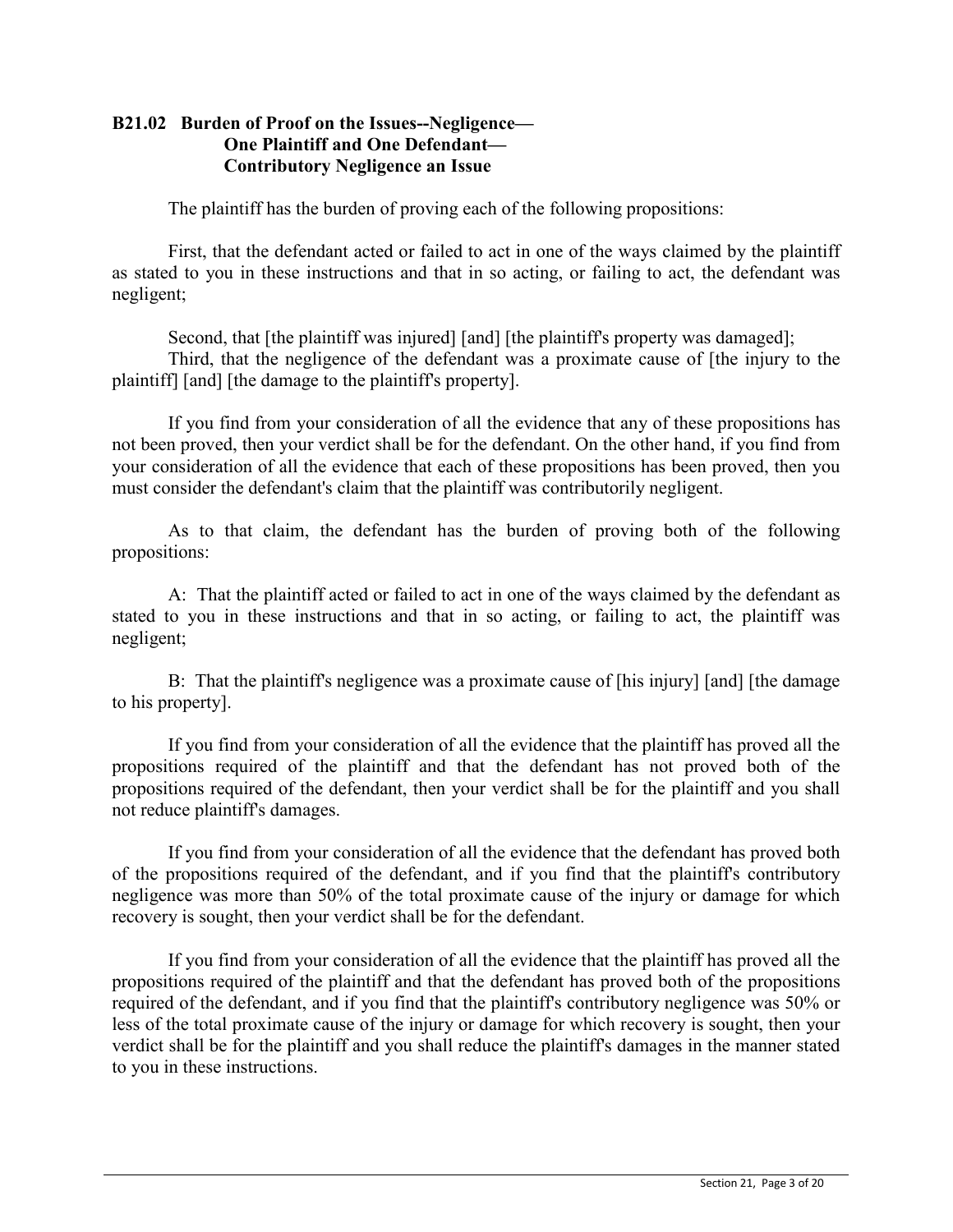## B21.02 Burden of Proof on the Issues--Negligence— One Plaintiff and One Defendant— Contributory Negligence an Issue

The plaintiff has the burden of proving each of the following propositions:

First, that the defendant acted or failed to act in one of the ways claimed by the plaintiff as stated to you in these instructions and that in so acting, or failing to act, the defendant was negligent;

Second, that [the plaintiff was injured] [and] [the plaintiff's property was damaged];

Third, that the negligence of the defendant was a proximate cause of [the injury to the plaintiff] [and] [the damage to the plaintiff's property].

If you find from your consideration of all the evidence that any of these propositions has not been proved, then your verdict shall be for the defendant. On the other hand, if you find from your consideration of all the evidence that each of these propositions has been proved, then you must consider the defendant's claim that the plaintiff was contributorily negligent.

As to that claim, the defendant has the burden of proving both of the following propositions:

A: That the plaintiff acted or failed to act in one of the ways claimed by the defendant as stated to you in these instructions and that in so acting, or failing to act, the plaintiff was negligent;

B: That the plaintiff's negligence was a proximate cause of [his injury] [and] [the damage to his property].

If you find from your consideration of all the evidence that the plaintiff has proved all the propositions required of the plaintiff and that the defendant has not proved both of the propositions required of the defendant, then your verdict shall be for the plaintiff and you shall not reduce plaintiff's damages.

If you find from your consideration of all the evidence that the defendant has proved both of the propositions required of the defendant, and if you find that the plaintiff's contributory negligence was more than 50% of the total proximate cause of the injury or damage for which recovery is sought, then your verdict shall be for the defendant.

If you find from your consideration of all the evidence that the plaintiff has proved all the propositions required of the plaintiff and that the defendant has proved both of the propositions required of the defendant, and if you find that the plaintiff's contributory negligence was 50% or less of the total proximate cause of the injury or damage for which recovery is sought, then your verdict shall be for the plaintiff and you shall reduce the plaintiff's damages in the manner stated to you in these instructions.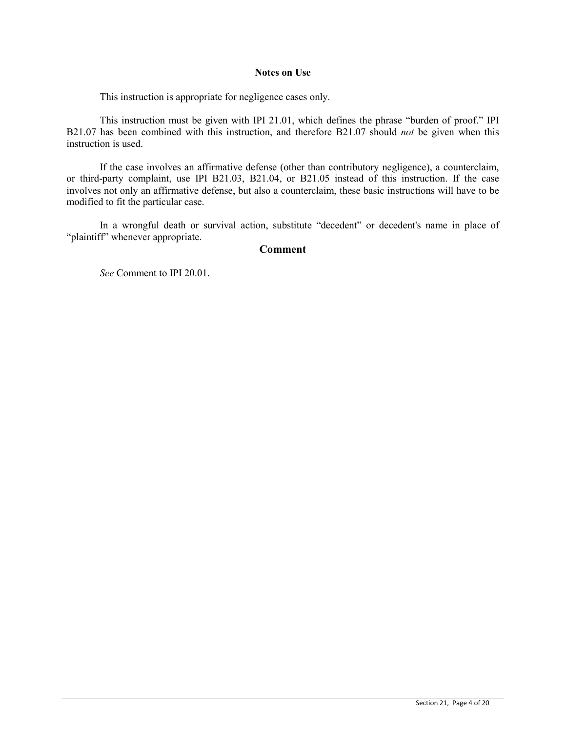## Notes on Use

This instruction is appropriate for negligence cases only.

This instruction must be given with IPI 21.01, which defines the phrase "burden of proof." IPI B21.07 has been combined with this instruction, and therefore B21.07 should *not* be given when this instruction is used.

If the case involves an affirmative defense (other than contributory negligence), a counterclaim, or third-party complaint, use IPI B21.03, B21.04, or B21.05 instead of this instruction. If the case involves not only an affirmative defense, but also a counterclaim, these basic instructions will have to be modified to fit the particular case.

In a wrongful death or survival action, substitute "decedent" or decedent's name in place of "plaintiff" whenever appropriate.

## Comment

*See* Comment to IPI 20.01.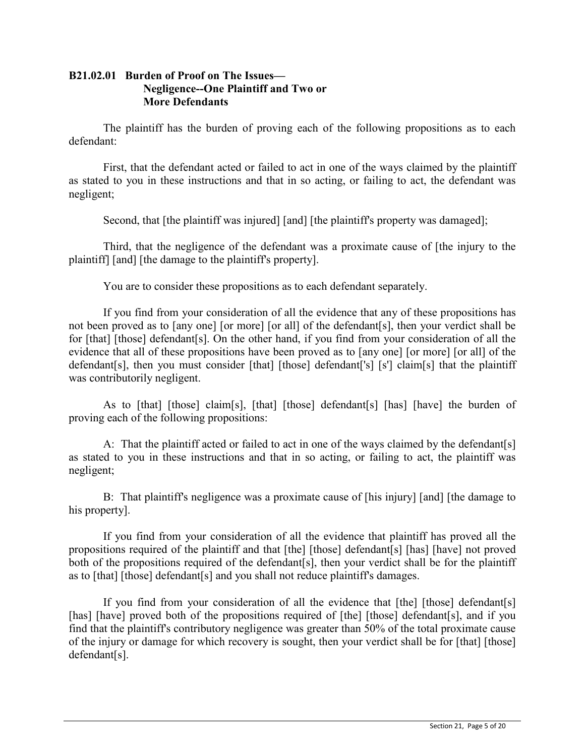### B21.02.01 Burden of Proof on The Issues— Negligence--One Plaintiff and Two or More Defendants

The plaintiff has the burden of proving each of the following propositions as to each defendant:

First, that the defendant acted or failed to act in one of the ways claimed by the plaintiff as stated to you in these instructions and that in so acting, or failing to act, the defendant was negligent;

Second, that [the plaintiff was injured] [and] [the plaintiff's property was damaged];

Third, that the negligence of the defendant was a proximate cause of [the injury to the plaintiff] [and] [the damage to the plaintiff's property].

You are to consider these propositions as to each defendant separately.

If you find from your consideration of all the evidence that any of these propositions has not been proved as to [any one] [or more] [or all] of the defendant[s], then your verdict shall be for [that] [those] defendant[s]. On the other hand, if you find from your consideration of all the evidence that all of these propositions have been proved as to [any one] [or more] [or all] of the defendant[s], then you must consider [that] [those] defendant['s] [s'] claim[s] that the plaintiff was contributorily negligent.

As to [that] [those] claim[s], [that] [those] defendant[s] [has] [have] the burden of proving each of the following propositions:

A: That the plaintiff acted or failed to act in one of the ways claimed by the defendant[s] as stated to you in these instructions and that in so acting, or failing to act, the plaintiff was negligent;

B: That plaintiff's negligence was a proximate cause of [his injury] [and] [the damage to his property].

If you find from your consideration of all the evidence that plaintiff has proved all the propositions required of the plaintiff and that [the] [those] defendant[s] [has] [have] not proved both of the propositions required of the defendant[s], then your verdict shall be for the plaintiff as to [that] [those] defendant[s] and you shall not reduce plaintiff's damages.

If you find from your consideration of all the evidence that [the] [those] defendant[s] [has] [have] proved both of the propositions required of [the] [those] defendant[s], and if you find that the plaintiff's contributory negligence was greater than 50% of the total proximate cause of the injury or damage for which recovery is sought, then your verdict shall be for [that] [those] defendant[s].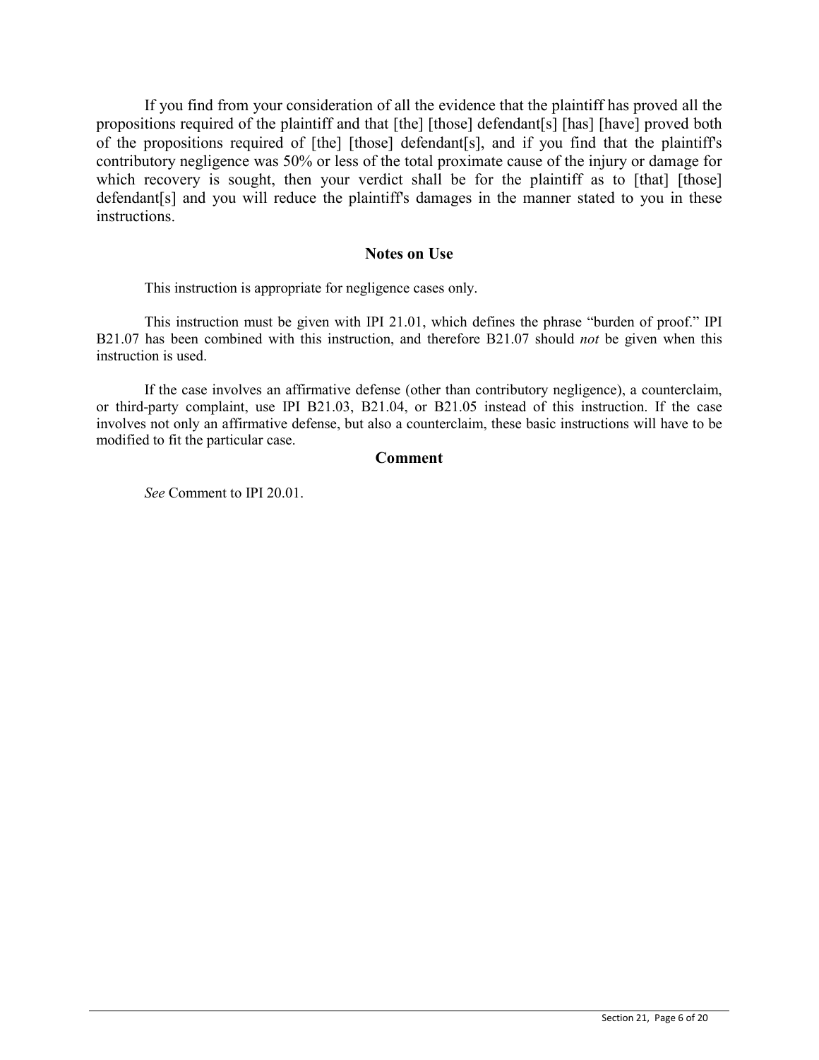If you find from your consideration of all the evidence that the plaintiff has proved all the propositions required of the plaintiff and that [the] [those] defendant[s] [has] [have] proved both of the propositions required of [the] [those] defendant[s], and if you find that the plaintiff's contributory negligence was 50% or less of the total proximate cause of the injury or damage for which recovery is sought, then your verdict shall be for the plaintiff as to [that] [those] defendant[s] and you will reduce the plaintiff's damages in the manner stated to you in these instructions.

### Notes on Use

This instruction is appropriate for negligence cases only.

This instruction must be given with IPI 21.01, which defines the phrase "burden of proof." IPI B21.07 has been combined with this instruction, and therefore B21.07 should *not* be given when this instruction is used.

If the case involves an affirmative defense (other than contributory negligence), a counterclaim, or third-party complaint, use IPI B21.03, B21.04, or B21.05 instead of this instruction. If the case involves not only an affirmative defense, but also a counterclaim, these basic instructions will have to be modified to fit the particular case.

### Comment

*See* Comment to IPI 20.01.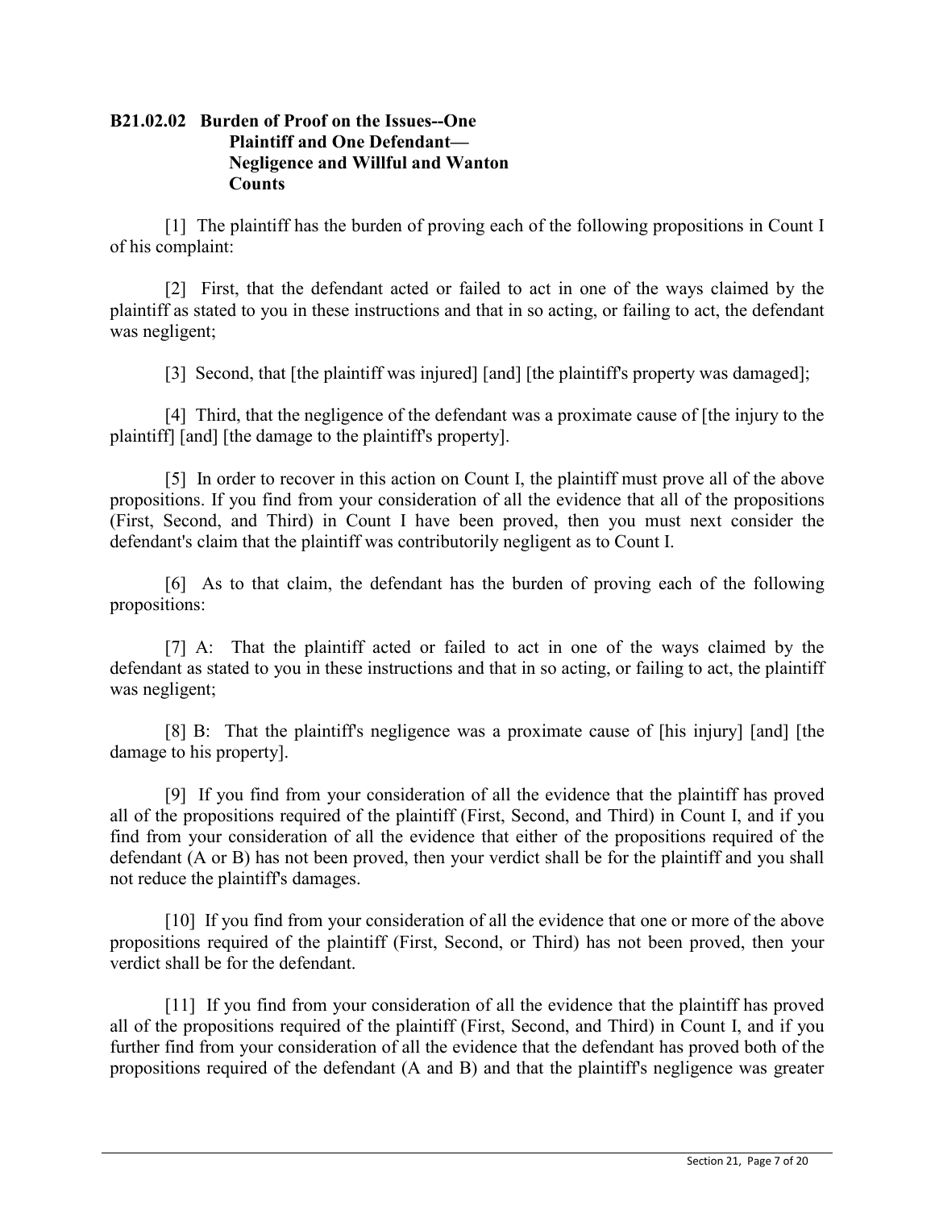**B21.02.02 Burden of Proof on the Issues--One Plaintiff and One Defendant—Negligence and Willful and Wanton Counts**

[1] The plaintiff has the burden of proving each of the following propositions in Count I of his complaint:

[2] First, that the defendant acted or failed to act in one of the ways claimed by the plaintiff as stated to you in these instructions and that in so acting, or failing to act, the defendant was negligent;

[3] Second, that [the plaintiff was injured] [and] [the plaintiff's property was damaged];

[4] Third, that the negligence of the defendant was a proximate cause of [the injury to the plaintiff] [and] [the damage to the plaintiff's property].

[5] In order to recover in this action on Count I, the plaintiff must prove all of the above propositions. If you find from your consideration of all the evidence that all of the propositions (First, Second, and Third) in Count I have been proved, then you must next consider the defendant's claim that the plaintiff was contributorily negligent as to Count I.

[6] As to that claim, the defendant has the burden of proving each of the following propositions:

[7] A: That the plaintiff acted or failed to act in one of the ways claimed by the defendant as stated to you in these instructions and that in so acting, or failing to act, the plaintiff was negligent;

[8] B: That the plaintiff's negligence was a proximate cause of [his injury] [and] [the damage to his property].

[9] If you find from your consideration of all the evidence that the plaintiff has proved all of the propositions required of the plaintiff (First, Second, and Third) in Count I, and if you find from your consideration of all the evidence that either of the propositions required of the defendant (A or B) has not been proved, then your verdict shall be for the plaintiff and you shall not reduce the plaintiff's damages.

[10] If you find from your consideration of all the evidence that one or more of the above propositions required of the plaintiff (First, Second, or Third) has not been proved, then your verdict shall be for the defendant.

[11] If you find from your consideration of all the evidence that the plaintiff has proved all of the propositions required of the plaintiff (First, Second, and Third) in Count I, and if you further find from your consideration of all the evidence that the defendant has proved both of the propositions required of the defendant (A and B) and that the plaintiff's negligence was greater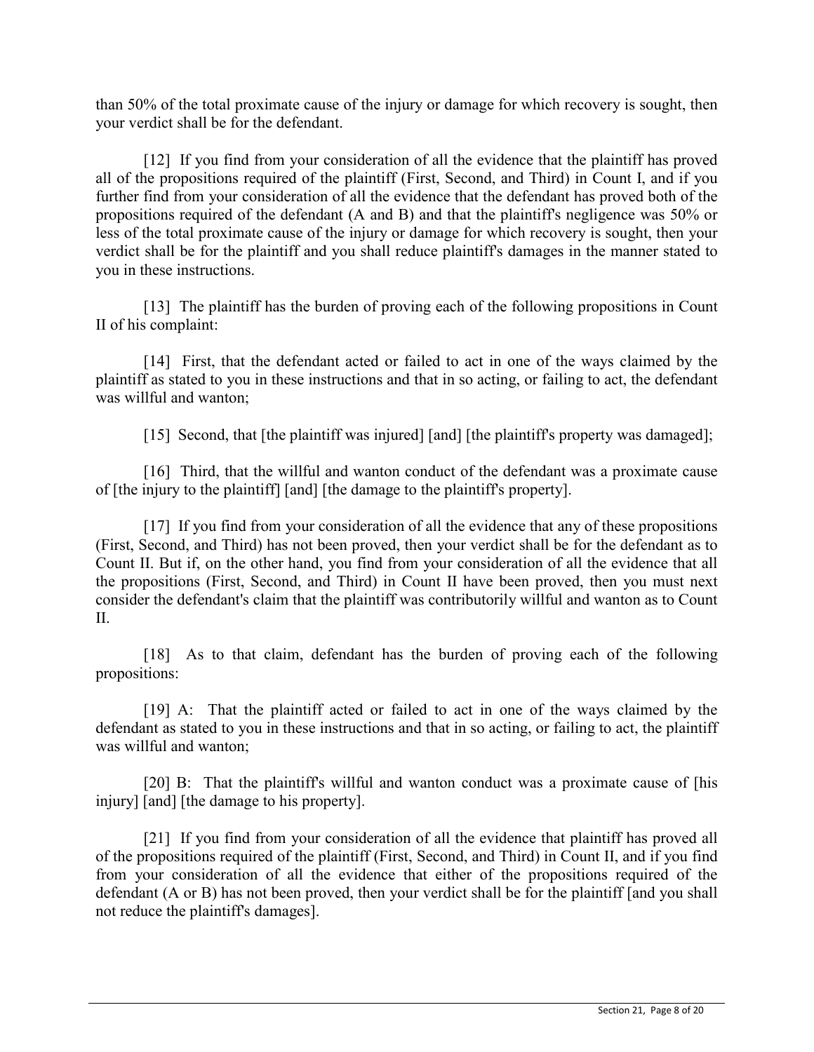than 50% of the total proximate cause of the injury or damage for which recovery is sought, then your verdict shall be for the defendant.

[12] If you find from your consideration of all the evidence that the plaintiff has proved all of the propositions required of the plaintiff (First, Second, and Third) in Count I, and if you further find from your consideration of all the evidence that the defendant has proved both of the propositions required of the defendant (A and B) and that the plaintiff's negligence was 50% or less of the total proximate cause of the injury or damage for which recovery is sought, then your verdict shall be for the plaintiff and you shall reduce plaintiff's damages in the manner stated to you in these instructions.

[13] The plaintiff has the burden of proving each of the following propositions in Count II of his complaint:

[14] First, that the defendant acted or failed to act in one of the ways claimed by the plaintiff as stated to you in these instructions and that in so acting, or failing to act, the defendant was willful and wanton;

[15] Second, that [the plaintiff was injured] [and] [the plaintiff's property was damaged];

[16] Third, that the willful and wanton conduct of the defendant was a proximate cause of [the injury to the plaintiff] [and] [the damage to the plaintiff's property].

[17] If you find from your consideration of all the evidence that any of these propositions (First, Second, and Third) has not been proved, then your verdict shall be for the defendant as to Count II. But if, on the other hand, you find from your consideration of all the evidence that all the propositions (First, Second, and Third) in Count II have been proved, then you must next consider the defendant's claim that the plaintiff was contributorily willful and wanton as to Count II.

[18] As to that claim, defendant has the burden of proving each of the following propositions:

[19] A: That the plaintiff acted or failed to act in one of the ways claimed by the defendant as stated to you in these instructions and that in so acting, or failing to act, the plaintiff was willful and wanton;

[20] B: That the plaintiff's willful and wanton conduct was a proximate cause of [his injury] [and] [the damage to his property].

[21] If you find from your consideration of all the evidence that plaintiff has proved all of the propositions required of the plaintiff (First, Second, and Third) in Count II, and if you find from your consideration of all the evidence that either of the propositions required of the defendant (A or B) has not been proved, then your verdict shall be for the plaintiff [and you shall not reduce the plaintiff's damages].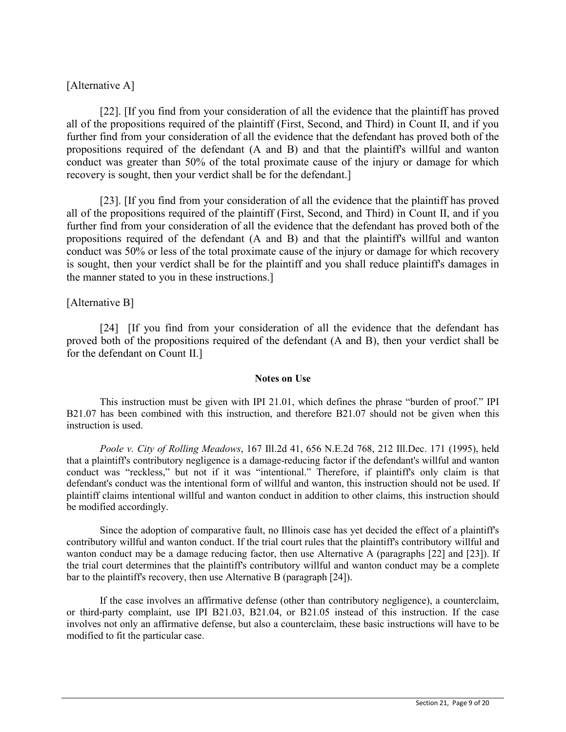[Alternative A]

[22]. [If you find from your consideration of all the evidence that the plaintiff has proved all of the propositions required of the plaintiff (First, Second, and Third) in Count II, and if you further find from your consideration of all the evidence that the defendant has proved both of the propositions required of the defendant (A and B) and that the plaintiff's willful and wanton conduct was greater than 50% of the total proximate cause of the injury or damage for which recovery is sought, then your verdict shall be for the defendant.]

[23]. [If you find from your consideration of all the evidence that the plaintiff has proved all of the propositions required of the plaintiff (First, Second, and Third) in Count II, and if you further find from your consideration of all the evidence that the defendant has proved both of the propositions required of the defendant (A and B) and that the plaintiff's willful and wanton conduct was 50% or less of the total proximate cause of the injury or damage for which recovery is sought, then your verdict shall be for the plaintiff and you shall reduce plaintiff's damages in the manner stated to you in these instructions.]

[Alternative B]

[24] [If you find from your consideration of all the evidence that the defendant has proved both of the propositions required of the defendant (A and B), then your verdict shall be for the defendant on Count II.]

**Notes on Use**

This instruction must be given with IPI 21.01, which defines the phrase "burden of proof." IPI B21.07 has been combined with this instruction, and therefore B21.07 should not be given when this instruction is used.

*Poole v. City of Rolling Meadows*, 167 Ill.2d 41, 656 N.E.2d 768, 212 Ill.Dec. 171 (1995), held that a plaintiff's contributory negligence is a damage-reducing factor if the defendant's willful and wanton conduct was "reckless," but not if it was "intentional." Therefore, if plaintiff's only claim is that defendant's conduct was the intentional form of willful and wanton, this instruction should not be used. If plaintiff claims intentional willful and wanton conduct in addition to other claims, this instruction should be modified accordingly.

Since the adoption of comparative fault, no Illinois case has yet decided the effect of a plaintiff's contributory willful and wanton conduct. If the trial court rules that the plaintiff's contributory willful and wanton conduct may be a damage reducing factor, then use Alternative A (paragraphs [22] and [23]). If the trial court determines that the plaintiff's contributory willful and wanton conduct may be a complete bar to the plaintiff's recovery, then use Alternative B (paragraph [24]).

If the case involves an affirmative defense (other than contributory negligence), a counterclaim, or third-party complaint, use IPI B21.03, B21.04, or B21.05 instead of this instruction. If the case involves not only an affirmative defense, but also a counterclaim, these basic instructions will have to be modified to fit the particular case.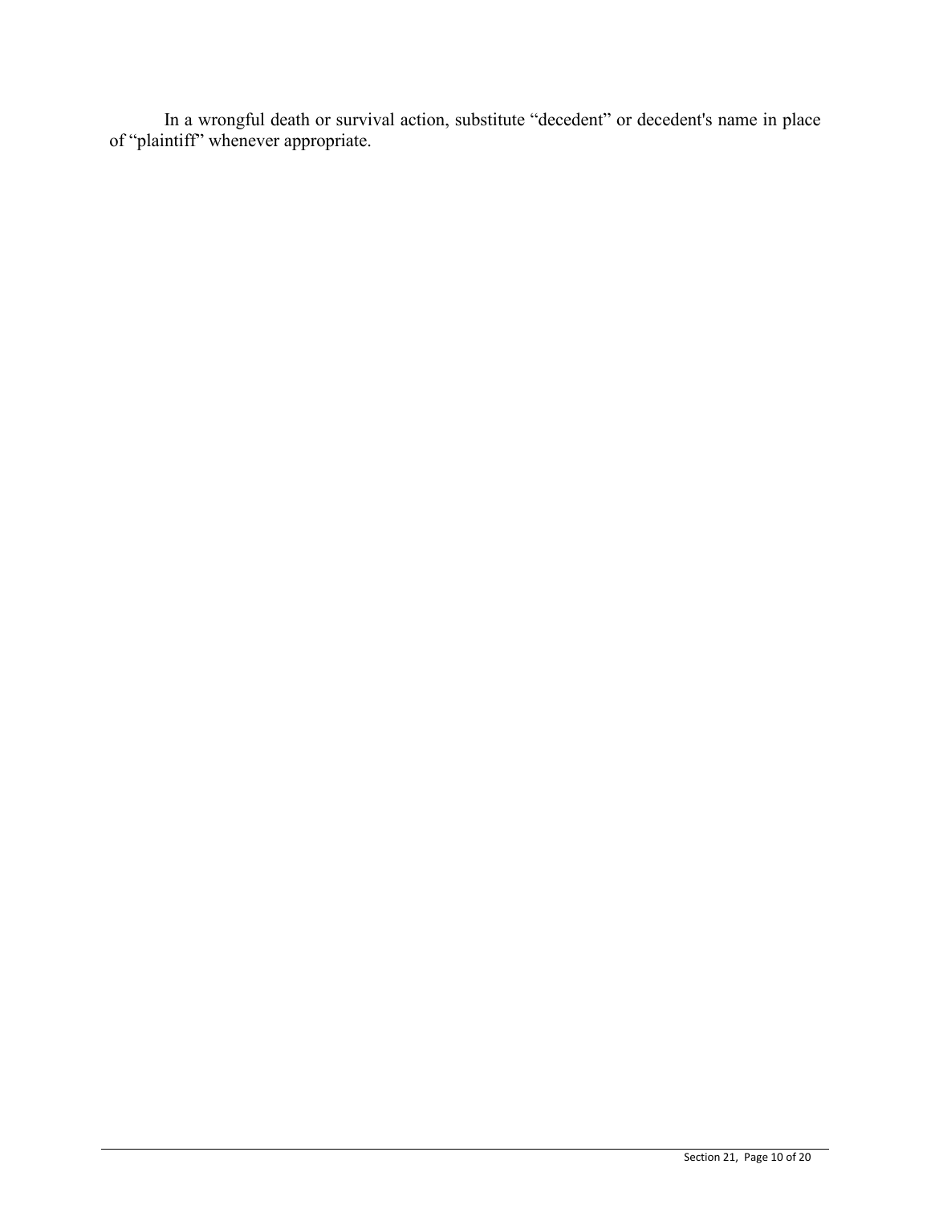In a wrongful death or survival action, substitute "decedent" or decedent's name in place of "plaintiff" whenever appropriate.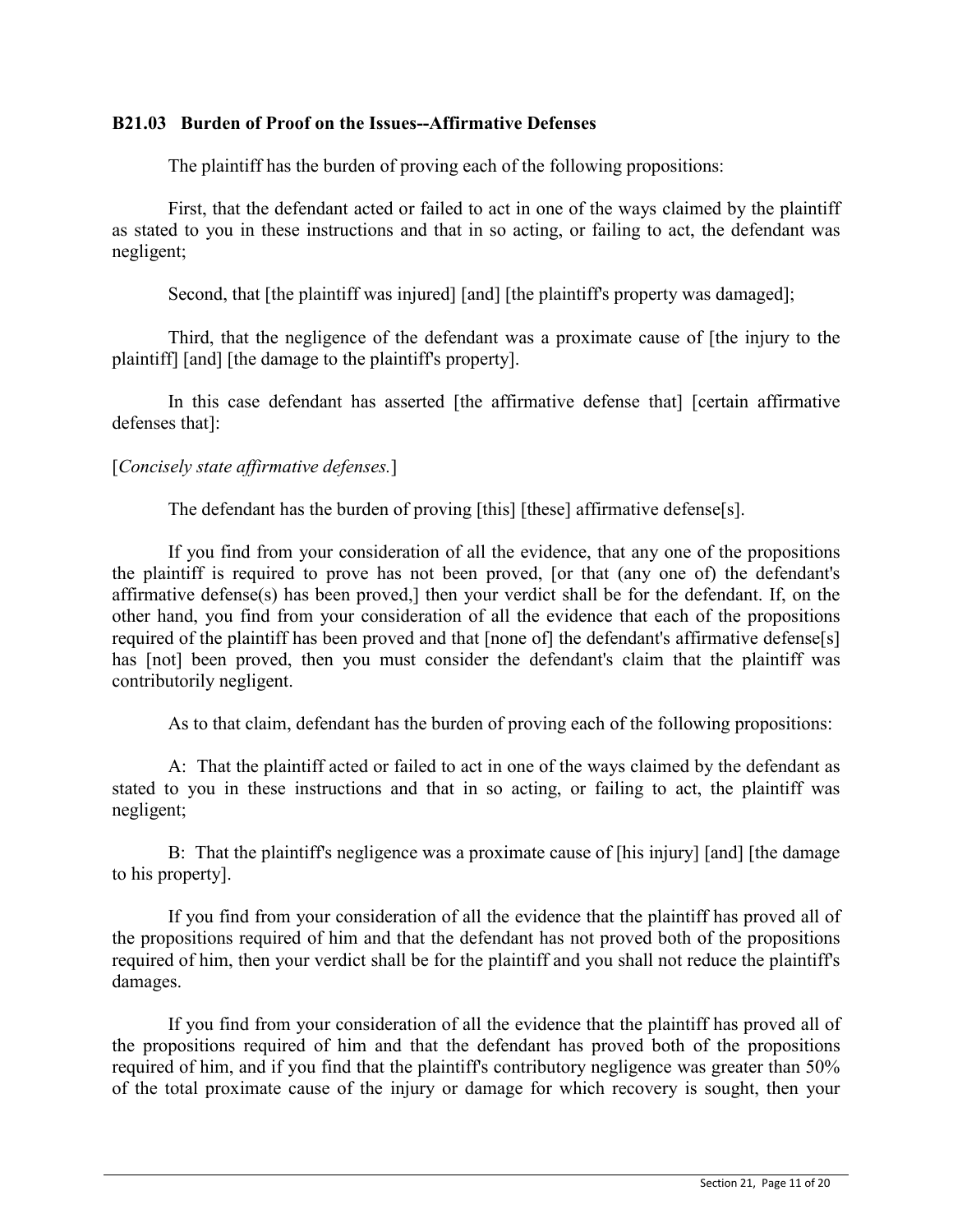### **B21.03 Burden of Proof on the Issues--Affirmative Defenses**

The plaintiff has the burden of proving each of the following propositions:

First, that the defendant acted or failed to act in one of the ways claimed by the plaintiff as stated to you in these instructions and that in so acting, or failing to act, the defendant was negligent;

Second, that [the plaintiff was injured] [and] [the plaintiff's property was damaged];

Third, that the negligence of the defendant was a proximate cause of [the injury to the plaintiff] [and] [the damage to the plaintiff's property].

In this case defendant has asserted [the affirmative defense that] [certain affirmative defenses that]:

[*Concisely state affirmative defenses.*]

The defendant has the burden of proving [this] [these] affirmative defense[s].

If you find from your consideration of all the evidence, that any one of the propositions the plaintiff is required to prove has not been proved, [or that (any one of) the defendant's affirmative defense(s) has been proved,] then your verdict shall be for the defendant. If, on the other hand, you find from your consideration of all the evidence that each of the propositions required of the plaintiff has been proved and that [none of] the defendant's affirmative defense[s] has [not] been proved, then you must consider the defendant's claim that the plaintiff was contributorily negligent.

As to that claim, defendant has the burden of proving each of the following propositions:

A: That the plaintiff acted or failed to act in one of the ways claimed by the defendant as stated to you in these instructions and that in so acting, or failing to act, the plaintiff was negligent;

B: That the plaintiff's negligence was a proximate cause of [his injury] [and] [the damage to his property].

If you find from your consideration of all the evidence that the plaintiff has proved all of the propositions required of him and that the defendant has not proved both of the propositions required of him, then your verdict shall be for the plaintiff and you shall not reduce the plaintiff's damages.

If you find from your consideration of all the evidence that the plaintiff has proved all of the propositions required of him and that the defendant has proved both of the propositions required of him, and if you find that the plaintiff's contributory negligence was greater than 50% of the total proximate cause of the injury or damage for which recovery is sought, then your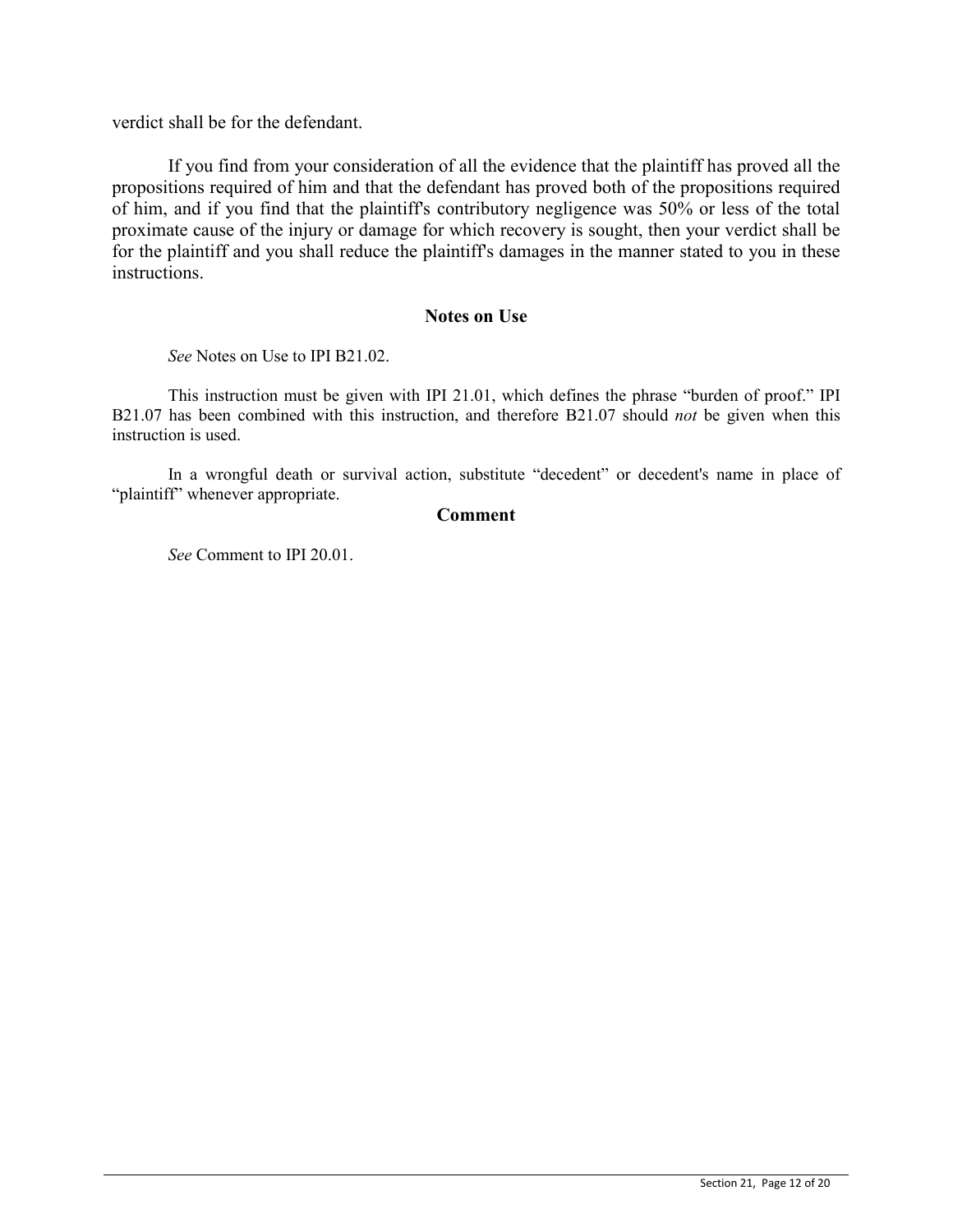verdict shall be for the defendant.

If you find from your consideration of all the evidence that the plaintiff has proved all the propositions required of him and that the defendant has proved both of the propositions required of him, and if you find that the plaintiff's contributory negligence was 50% or less of the total proximate cause of the injury or damage for which recovery is sought, then your verdict shall be for the plaintiff and you shall reduce the plaintiff's damages in the manner stated to you in these instructions.

## Notes on Use

*See* Notes on Use to IPI B21.02.

This instruction must be given with IPI 21.01, which defines the phrase “burden of proof.” IPI B21.07 has been combined with this instruction, and therefore B21.07 should *not* be given when this instruction is used.

In a wrongful death or survival action, substitute “decedent” or decedent's name in place of “plaintiff” whenever appropriate.

## Comment

*See* Comment to IPI 20.01.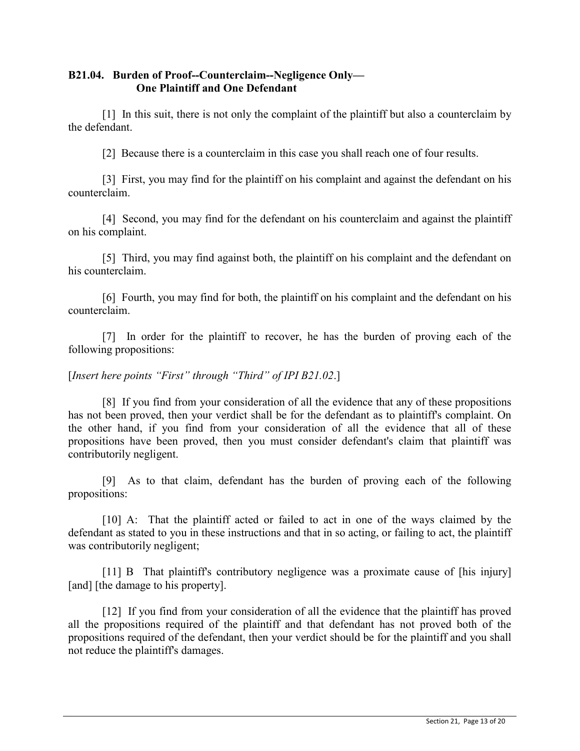### B21.04. Burden of Proof--Counterclaim--Negligence Only—One Plaintiff and One Defendant

[1] In this suit, there is not only the complaint of the plaintiff but also a counterclaim by the defendant.

[2] Because there is a counterclaim in this case you shall reach one of four results.

[3] First, you may find for the plaintiff on his complaint and against the defendant on his counterclaim.

[4] Second, you may find for the defendant on his counterclaim and against the plaintiff on his complaint.

[5] Third, you may find against both, the plaintiff on his complaint and the defendant on his counterclaim.

[6] Fourth, you may find for both, the plaintiff on his complaint and the defendant on his counterclaim.

[7] In order for the plaintiff to recover, he has the burden of proving each of the following propositions:

[*Insert here points "First" through "Third" of IPI B21.02*.]

[8] If you find from your consideration of all the evidence that any of these propositions has not been proved, then your verdict shall be for the defendant as to plaintiff's complaint. On the other hand, if you find from your consideration of all the evidence that all of these propositions have been proved, then you must consider defendant's claim that plaintiff was contributorily negligent.

[9] As to that claim, defendant has the burden of proving each of the following propositions:

[10] A: That the plaintiff acted or failed to act in one of the ways claimed by the defendant as stated to you in these instructions and that in so acting, or failing to act, the plaintiff was contributorily negligent;

[11] B That plaintiff's contributory negligence was a proximate cause of [his injury] [and] [the damage to his property].

[12] If you find from your consideration of all the evidence that the plaintiff has proved all the propositions required of the plaintiff and that defendant has not proved both of the propositions required of the defendant, then your verdict should be for the plaintiff and you shall not reduce the plaintiff's damages.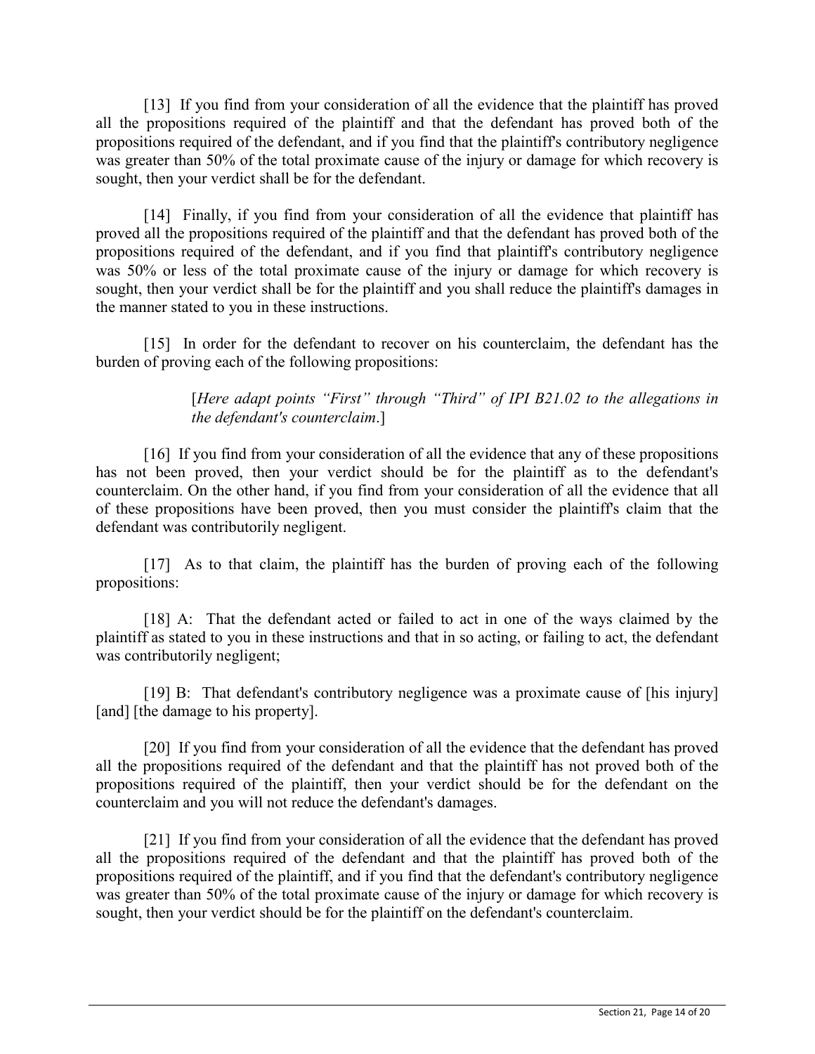[13] If you find from your consideration of all the evidence that the plaintiff has proved all the propositions required of the plaintiff and that the defendant has proved both of the propositions required of the defendant, and if you find that the plaintiff's contributory negligence was greater than 50% of the total proximate cause of the injury or damage for which recovery is sought, then your verdict shall be for the defendant.

[14] Finally, if you find from your consideration of all the evidence that plaintiff has proved all the propositions required of the plaintiff and that the defendant has proved both of the propositions required of the defendant, and if you find that plaintiff's contributory negligence was 50% or less of the total proximate cause of the injury or damage for which recovery is sought, then your verdict shall be for the plaintiff and you shall reduce the plaintiff's damages in the manner stated to you in these instructions.

[15] In order for the defendant to recover on his counterclaim, the defendant has the burden of proving each of the following propositions:

> [*Here adapt points "First" through "Third" of IPI B21.02 to the allegations in the defendant's counterclaim*.]

[16] If you find from your consideration of all the evidence that any of these propositions has not been proved, then your verdict should be for the plaintiff as to the defendant's counterclaim. On the other hand, if you find from your consideration of all the evidence that all of these propositions have been proved, then you must consider the plaintiff's claim that the defendant was contributorily negligent.

[17] As to that claim, the plaintiff has the burden of proving each of the following propositions:

[18] A: That the defendant acted or failed to act in one of the ways claimed by the plaintiff as stated to you in these instructions and that in so acting, or failing to act, the defendant was contributorily negligent;

[19] B: That defendant's contributory negligence was a proximate cause of [his injury] [and] [the damage to his property].

[20] If you find from your consideration of all the evidence that the defendant has proved all the propositions required of the defendant and that the plaintiff has not proved both of the propositions required of the plaintiff, then your verdict should be for the defendant on the counterclaim and you will not reduce the defendant's damages.

[21] If you find from your consideration of all the evidence that the defendant has proved all the propositions required of the defendant and that the plaintiff has proved both of the propositions required of the plaintiff, and if you find that the defendant's contributory negligence was greater than 50% of the total proximate cause of the injury or damage for which recovery is sought, then your verdict should be for the plaintiff on the defendant's counterclaim.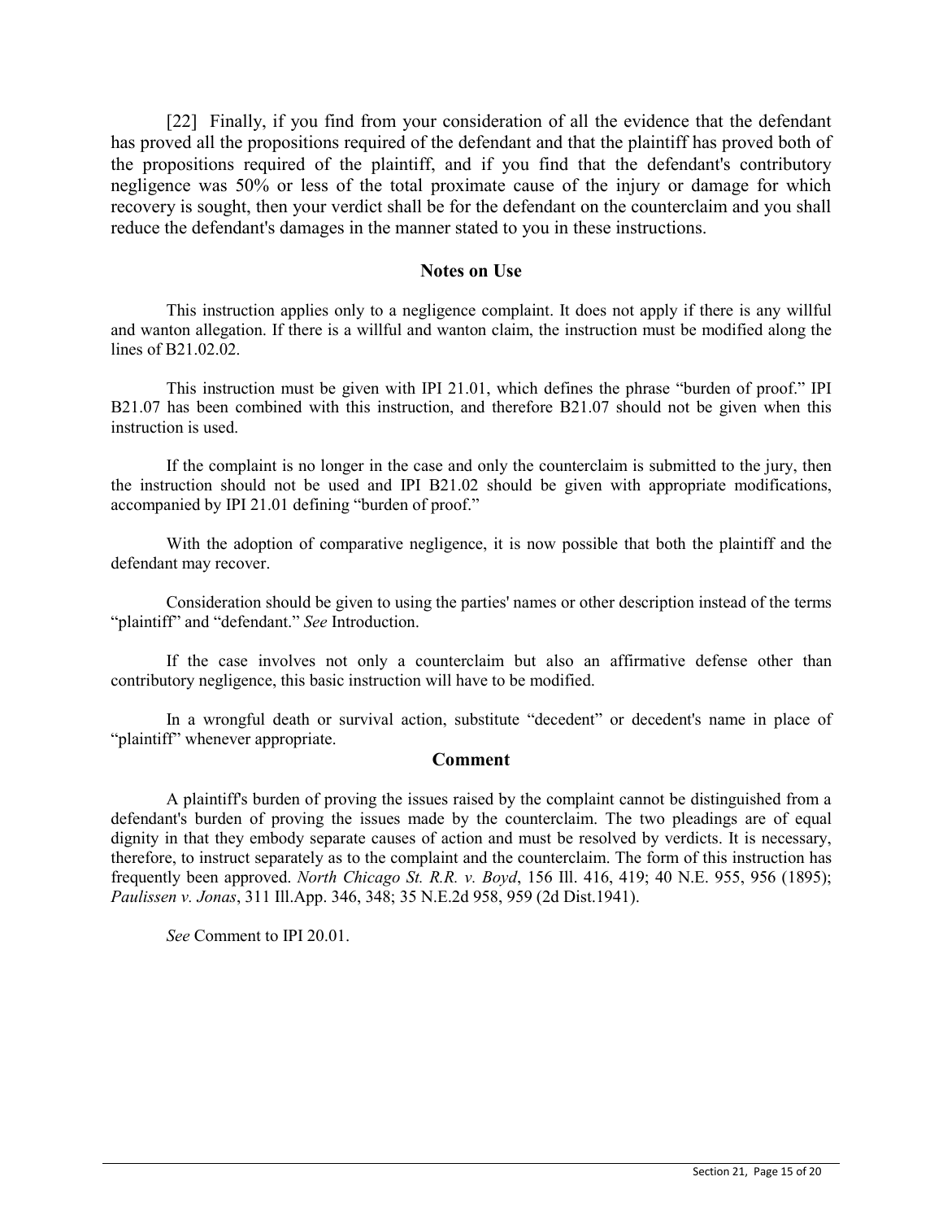[22] Finally, if you find from your consideration of all the evidence that the defendant has proved all the propositions required of the defendant and that the plaintiff has proved both of the propositions required of the plaintiff, and if you find that the defendant's contributory negligence was 50% or less of the total proximate cause of the injury or damage for which recovery is sought, then your verdict shall be for the defendant on the counterclaim and you shall reduce the defendant's damages in the manner stated to you in these instructions.

## Notes on Use

This instruction applies only to a negligence complaint. It does not apply if there is any willful and wanton allegation. If there is a willful and wanton claim, the instruction must be modified along the lines of B21.02.02.

This instruction must be given with IPI 21.01, which defines the phrase "burden of proof." IPI B21.07 has been combined with this instruction, and therefore B21.07 should not be given when this instruction is used.

If the complaint is no longer in the case and only the counterclaim is submitted to the jury, then the instruction should not be used and IPI B21.02 should be given with appropriate modifications, accompanied by IPI 21.01 defining "burden of proof."

With the adoption of comparative negligence, it is now possible that both the plaintiff and the defendant may recover.

Consideration should be given to using the parties' names or other description instead of the terms "plaintiff" and "defendant." *See* Introduction.

If the case involves not only a counterclaim but also an affirmative defense other than contributory negligence, this basic instruction will have to be modified.

In a wrongful death or survival action, substitute "decedent" or decedent's name in place of "plaintiff" whenever appropriate.

## Comment

A plaintiff's burden of proving the issues raised by the complaint cannot be distinguished from a defendant's burden of proving the issues made by the counterclaim. The two pleadings are of equal dignity in that they embody separate causes of action and must be resolved by verdicts. It is necessary, therefore, to instruct separately as to the complaint and the counterclaim. The form of this instruction has frequently been approved. *North Chicago St. R.R. v. Boyd*, 156 Ill. 416, 419; 40 N.E. 955, 956 (1895); *Paulissen v. Jonas*, 311 Ill.App. 346, 348; 35 N.E.2d 958, 959 (2d Dist.1941).

*See* Comment to IPI 20.01.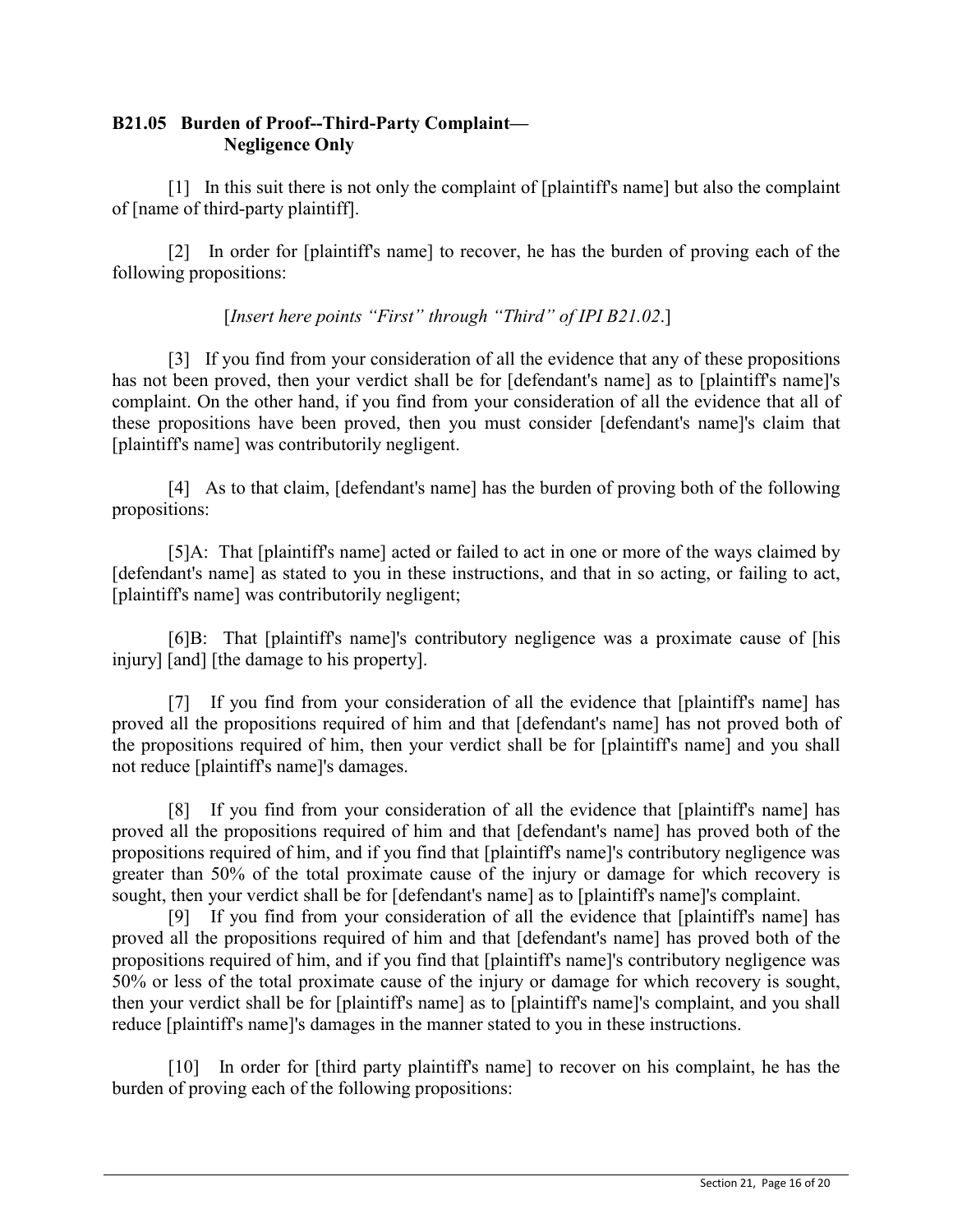## B21.05 Burden of Proof--Third-Party Complaint— Negligence Only

[1] In this suit there is not only the complaint of [plaintiff's name] but also the complaint of [name of third-party plaintiff].

[2] In order for [plaintiff's name] to recover, he has the burden of proving each of the following propositions:

[*Insert here points "First" through "Third" of IPI B21.02.*]

[3] If you find from your consideration of all the evidence that any of these propositions has not been proved, then your verdict shall be for [defendant's name] as to [plaintiff's name]'s complaint. On the other hand, if you find from your consideration of all the evidence that all of these propositions have been proved, then you must consider [defendant's name]'s claim that [plaintiff's name] was contributorily negligent.

[4] As to that claim, [defendant's name] has the burden of proving both of the following propositions:

[5]A: That [plaintiff's name] acted or failed to act in one or more of the ways claimed by [defendant's name] as stated to you in these instructions, and that in so acting, or failing to act, [plaintiff's name] was contributorily negligent;

[6]B: That [plaintiff's name]'s contributory negligence was a proximate cause of [his injury] [and] [the damage to his property].

[7] If you find from your consideration of all the evidence that [plaintiff's name] has proved all the propositions required of him and that [defendant's name] has not proved both of the propositions required of him, then your verdict shall be for [plaintiff's name] and you shall not reduce [plaintiff's name]'s damages.

[8] If you find from your consideration of all the evidence that [plaintiff's name] has proved all the propositions required of him and that [defendant's name] has proved both of the propositions required of him, and if you find that [plaintiff's name]'s contributory negligence was greater than 50% of the total proximate cause of the injury or damage for which recovery is sought, then your verdict shall be for [defendant's name] as to [plaintiff's name]'s complaint.

[9] If you find from your consideration of all the evidence that [plaintiff's name] has proved all the propositions required of him and that [defendant's name] has proved both of the propositions required of him, and if you find that [plaintiff's name]'s contributory negligence was 50% or less of the total proximate cause of the injury or damage for which recovery is sought, then your verdict shall be for [plaintiff's name] as to [plaintiff's name]'s complaint, and you shall reduce [plaintiff's name]'s damages in the manner stated to you in these instructions.

[10] In order for [third party plaintiff's name] to recover on his complaint, he has the burden of proving each of the following propositions: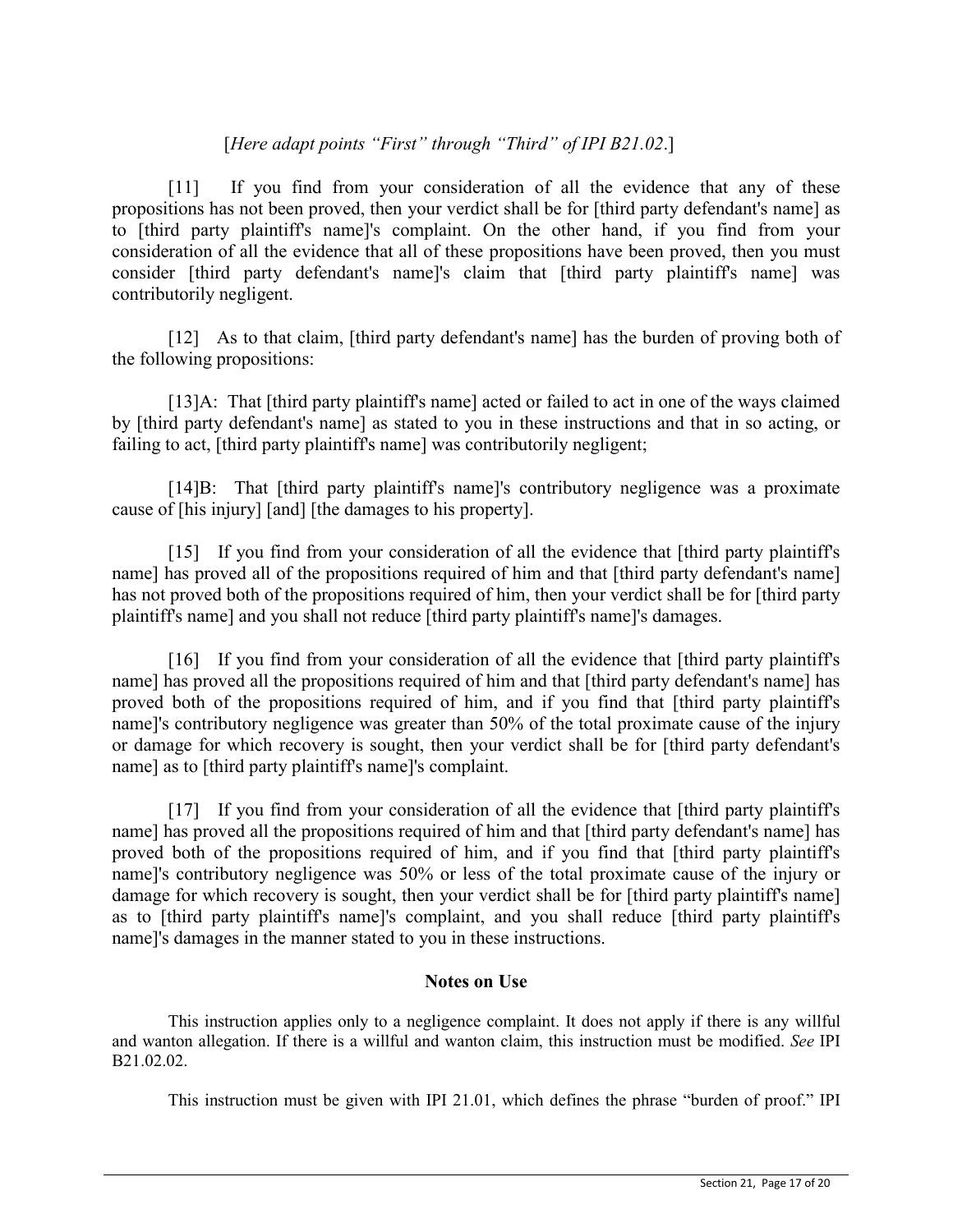[*Here adapt points "First" through "Third" of IPI B21.02*.]

[11] If you find from your consideration of all the evidence that any of these propositions has not been proved, then your verdict shall be for [third party defendant's name] as to [third party plaintiff's name]'s complaint. On the other hand, if you find from your consideration of all the evidence that all of these propositions have been proved, then you must consider [third party defendant's name]'s claim that [third party plaintiff's name] was contributorily negligent.

[12] As to that claim, [third party defendant's name] has the burden of proving both of the following propositions:

[13]A: That [third party plaintiff's name] acted or failed to act in one of the ways claimed by [third party defendant's name] as stated to you in these instructions and that in so acting, or failing to act, [third party plaintiff's name] was contributorily negligent;

[14]B: That [third party plaintiff's name]'s contributory negligence was a proximate cause of [his injury] [and] [the damages to his property].

[15] If you find from your consideration of all the evidence that [third party plaintiff's name] has proved all of the propositions required of him and that [third party defendant's name] has not proved both of the propositions required of him, then your verdict shall be for [third party plaintiff's name] and you shall not reduce [third party plaintiff's name]'s damages.

[16] If you find from your consideration of all the evidence that [third party plaintiff's name] has proved all the propositions required of him and that [third party defendant's name] has proved both of the propositions required of him, and if you find that [third party plaintiff's name]'s contributory negligence was greater than 50% of the total proximate cause of the injury or damage for which recovery is sought, then your verdict shall be for [third party defendant's name] as to [third party plaintiff's name]'s complaint.

[17] If you find from your consideration of all the evidence that [third party plaintiff's name] has proved all the propositions required of him and that [third party defendant's name] has proved both of the propositions required of him, and if you find that [third party plaintiff's name]'s contributory negligence was 50% or less of the total proximate cause of the injury or damage for which recovery is sought, then your verdict shall be for [third party plaintiff's name] as to [third party plaintiff's name]'s complaint, and you shall reduce [third party plaintiff's name]'s damages in the manner stated to you in these instructions.

## Notes on Use

This instruction applies only to a negligence complaint. It does not apply if there is any willful and wanton allegation. If there is a willful and wanton claim, this instruction must be modified. *See* IPI B21.02.02.

This instruction must be given with IPI 21.01, which defines the phrase "burden of proof." IPI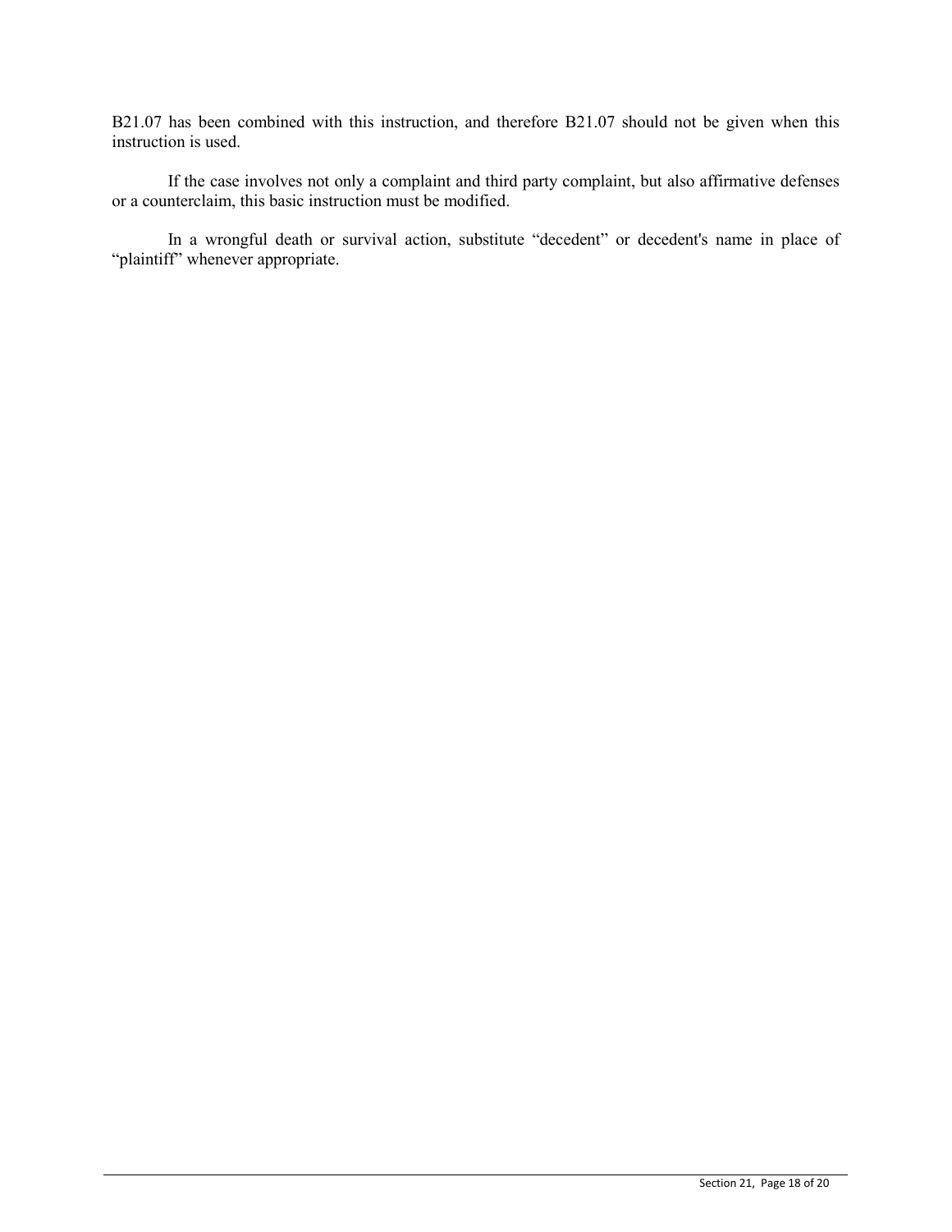B21.07 has been combined with this instruction, and therefore B21.07 should not be given when this instruction is used.

If the case involves not only a complaint and third party complaint, but also affirmative defenses or a counterclaim, this basic instruction must be modified.

In a wrongful death or survival action, substitute "decedent" or decedent's name in place of "plaintiff" whenever appropriate.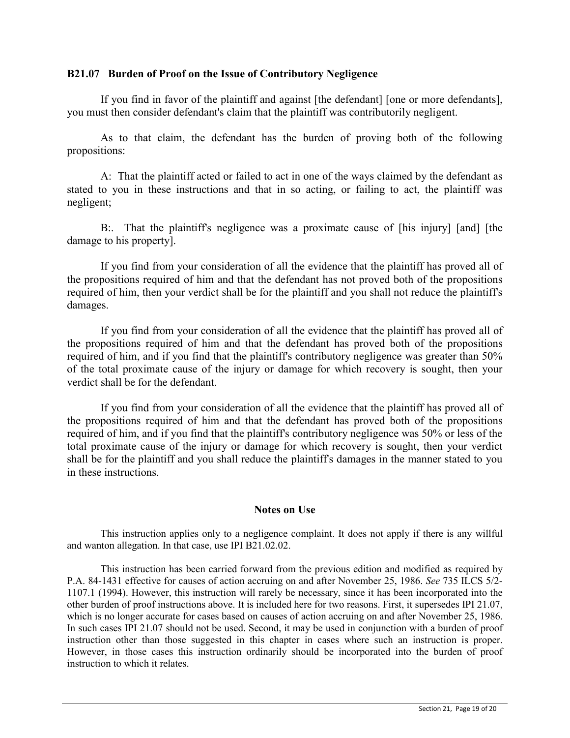### B21.07 Burden of Proof on the Issue of Contributory Negligence

If you find in favor of the plaintiff and against [the defendant] [one or more defendants], you must then consider defendant's claim that the plaintiff was contributorily negligent.

As to that claim, the defendant has the burden of proving both of the following propositions:

A: That the plaintiff acted or failed to act in one of the ways claimed by the defendant as stated to you in these instructions and that in so acting, or failing to act, the plaintiff was negligent;

B:. That the plaintiff's negligence was a proximate cause of [his injury] [and] [the damage to his property].

If you find from your consideration of all the evidence that the plaintiff has proved all of the propositions required of him and that the defendant has not proved both of the propositions required of him, then your verdict shall be for the plaintiff and you shall not reduce the plaintiff's damages.

If you find from your consideration of all the evidence that the plaintiff has proved all of the propositions required of him and that the defendant has proved both of the propositions required of him, and if you find that the plaintiff's contributory negligence was greater than 50% of the total proximate cause of the injury or damage for which recovery is sought, then your verdict shall be for the defendant.

If you find from your consideration of all the evidence that the plaintiff has proved all of the propositions required of him and that the defendant has proved both of the propositions required of him, and if you find that the plaintiff's contributory negligence was 50% or less of the total proximate cause of the injury or damage for which recovery is sought, then your verdict shall be for the plaintiff and you shall reduce the plaintiff's damages in the manner stated to you in these instructions.

#### Notes on Use

This instruction applies only to a negligence complaint. It does not apply if there is any willful and wanton allegation. In that case, use IPI B21.02.02.

This instruction has been carried forward from the previous edition and modified as required by P.A. 84-1431 effective for causes of action accruing on and after November 25, 1986. *See* 735 ILCS 5/2-1107.1 (1994). However, this instruction will rarely be necessary, since it has been incorporated into the other burden of proof instructions above. It is included here for two reasons. First, it supersedes IPI 21.07, which is no longer accurate for cases based on causes of action accruing on and after November 25, 1986. In such cases IPI 21.07 should not be used. Second, it may be used in conjunction with a burden of proof instruction other than those suggested in this chapter in cases where such an instruction is proper. However, in those cases this instruction ordinarily should be incorporated into the burden of proof instruction to which it relates.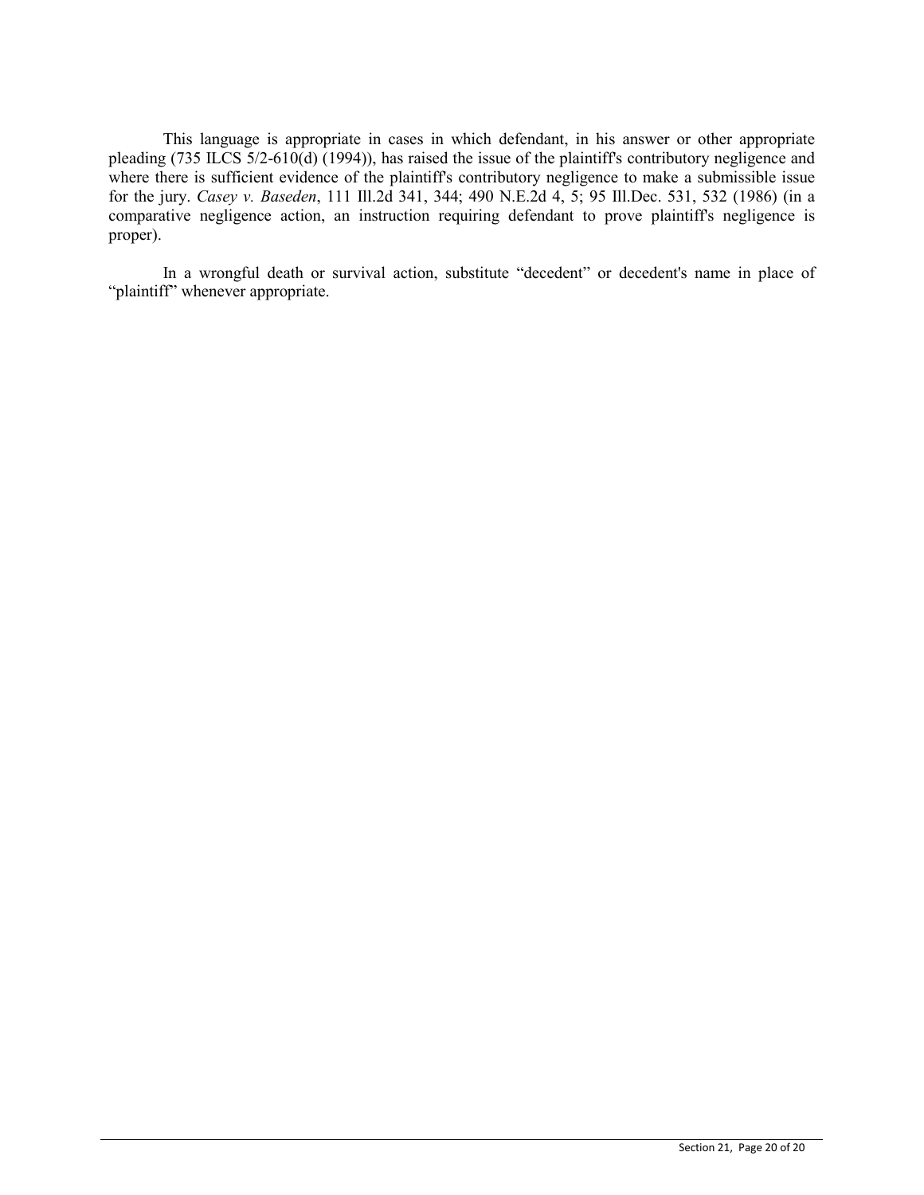This language is appropriate in cases in which defendant, in his answer or other appropriate pleading (735 ILCS 5/2-610(d) (1994)), has raised the issue of the plaintiff's contributory negligence and where there is sufficient evidence of the plaintiff's contributory negligence to make a submissible issue for the jury. *Casey v. Baseden*, 111 Ill.2d 341, 344; 490 N.E.2d 4, 5; 95 Ill.Dec. 531, 532 (1986) (in a comparative negligence action, an instruction requiring defendant to prove plaintiff's negligence is proper).

In a wrongful death or survival action, substitute "decedent" or decedent's name in place of "plaintiff" whenever appropriate.